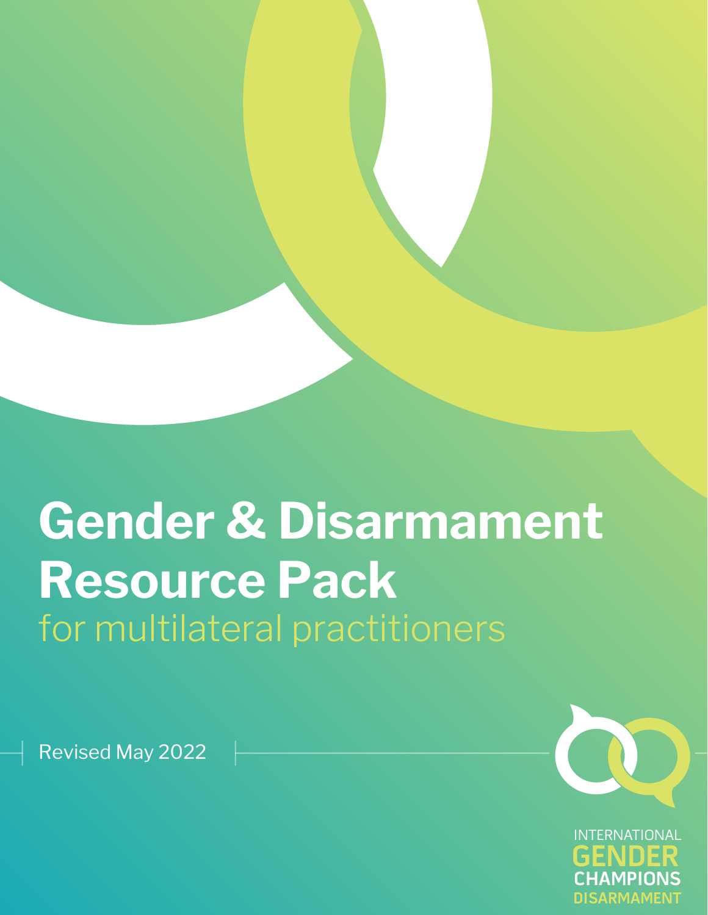# Gender & Disarmament Resource Pack

for multilateral practitioners

Revised May 2022

INTERNATIONAL GENDER CHAMPIONS DISARMAMENT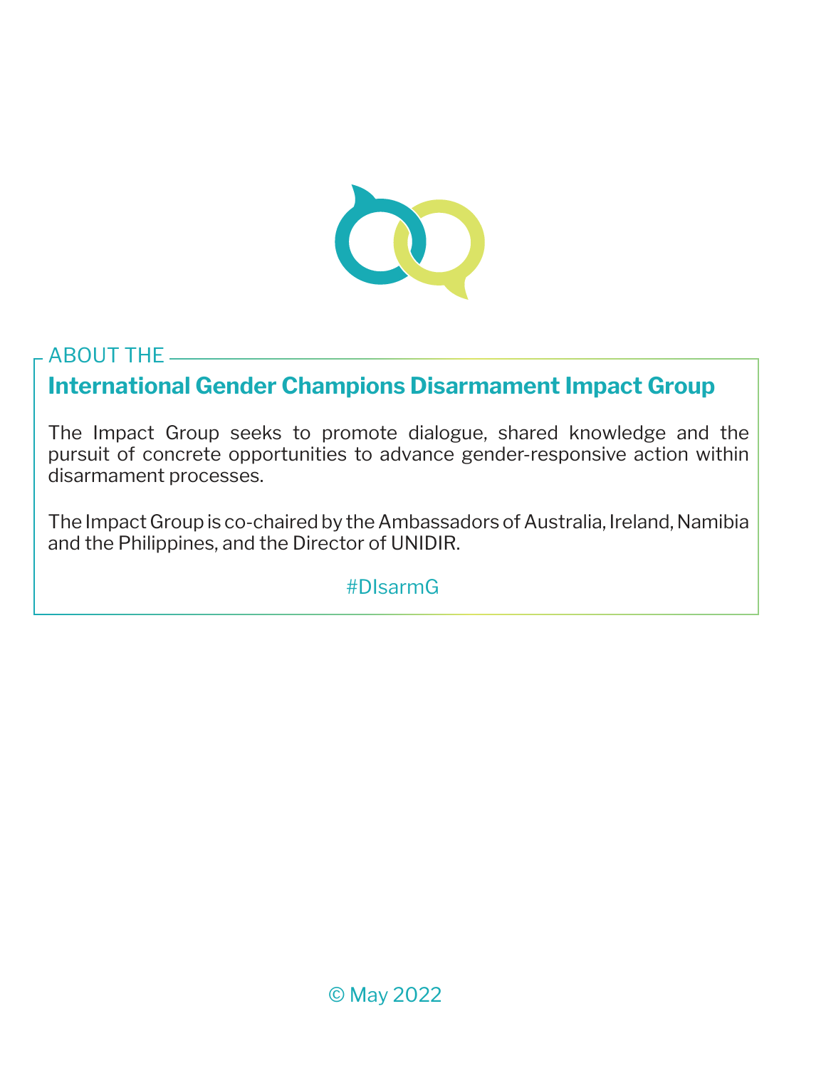ABOUT THE

## International Gender Champions Disarmament Impact Group

The Impact Group seeks to promote dialogue, shared knowledge and the pursuit of concrete opportunities to advance gender-responsive action within disarmament processes.

The Impact Group is co-chaired by the Ambassadors of Australia, Ireland, Namibia and the Philippines, and the Director of UNIDIR.

#DIsarmG

© May 2022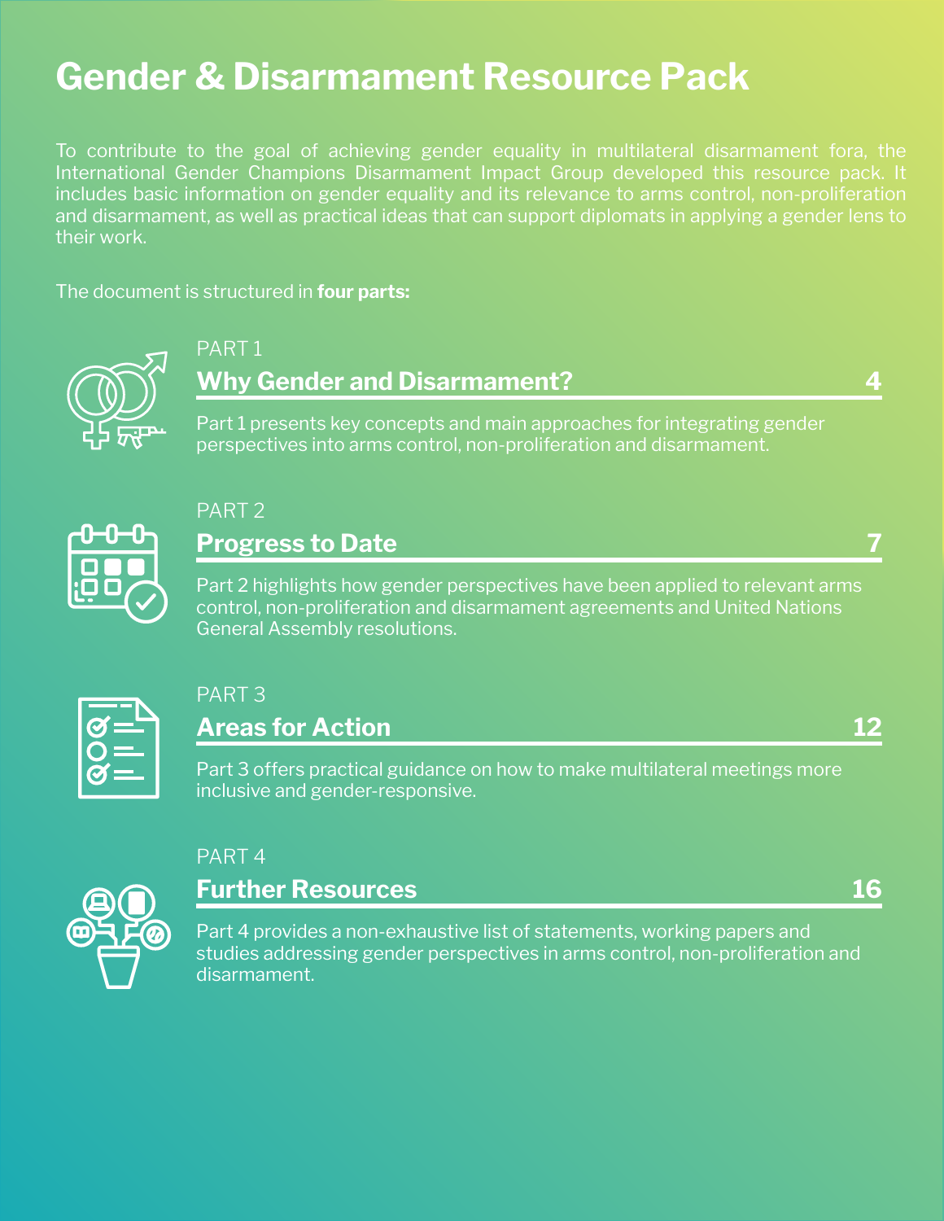# Gender & Disarmament Resource Pack

To contribute to the goal of achieving gender equality in multilateral disarmament fora, the International Gender Champions Disarmament Impact Group developed this resource pack. It includes basic information on gender equality and its relevance to arms control, non-proliferation and disarmament, as well as practical ideas that can support diplomats in applying a gender lens to their work.

The document is structured in **four parts:**

PART 1

## Why Gender and Disarmament? 4

Part 1 presents key concepts and main approaches for integrating gender perspectives into arms control, non-proliferation and disarmament.

PART 2

## Progress to Date 7

Part 2 highlights how gender perspectives have been applied to relevant arms control, non-proliferation and disarmament agreements and United Nations General Assembly resolutions.

PART 3

## Areas for Action 12

Part 3 offers practical guidance on how to make multilateral meetings more inclusive and gender-responsive.

PART 4

## Further Resources 16

Part 4 provides a non-exhaustive list of statements, working papers and studies addressing gender perspectives in arms control, non-proliferation and disarmament.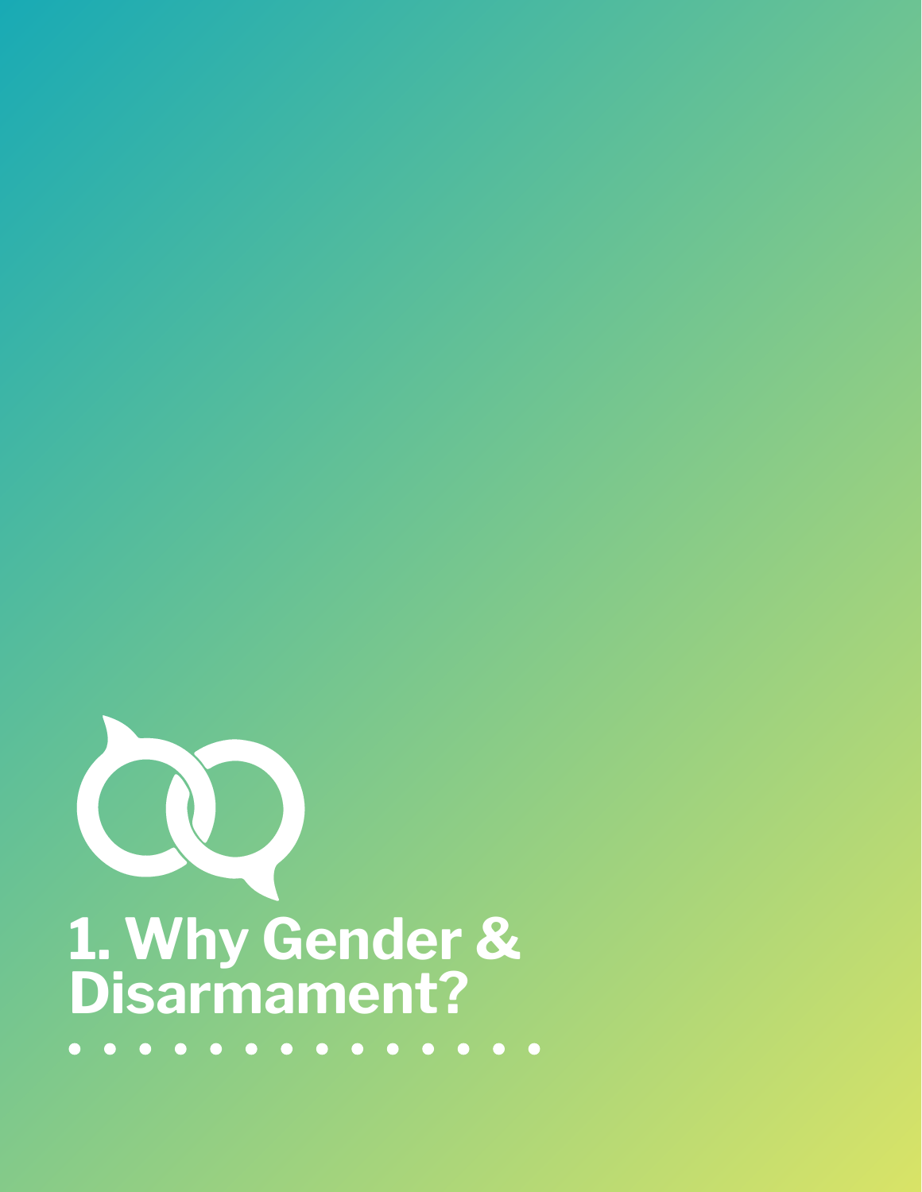# 1. Why Gender & Disarmament?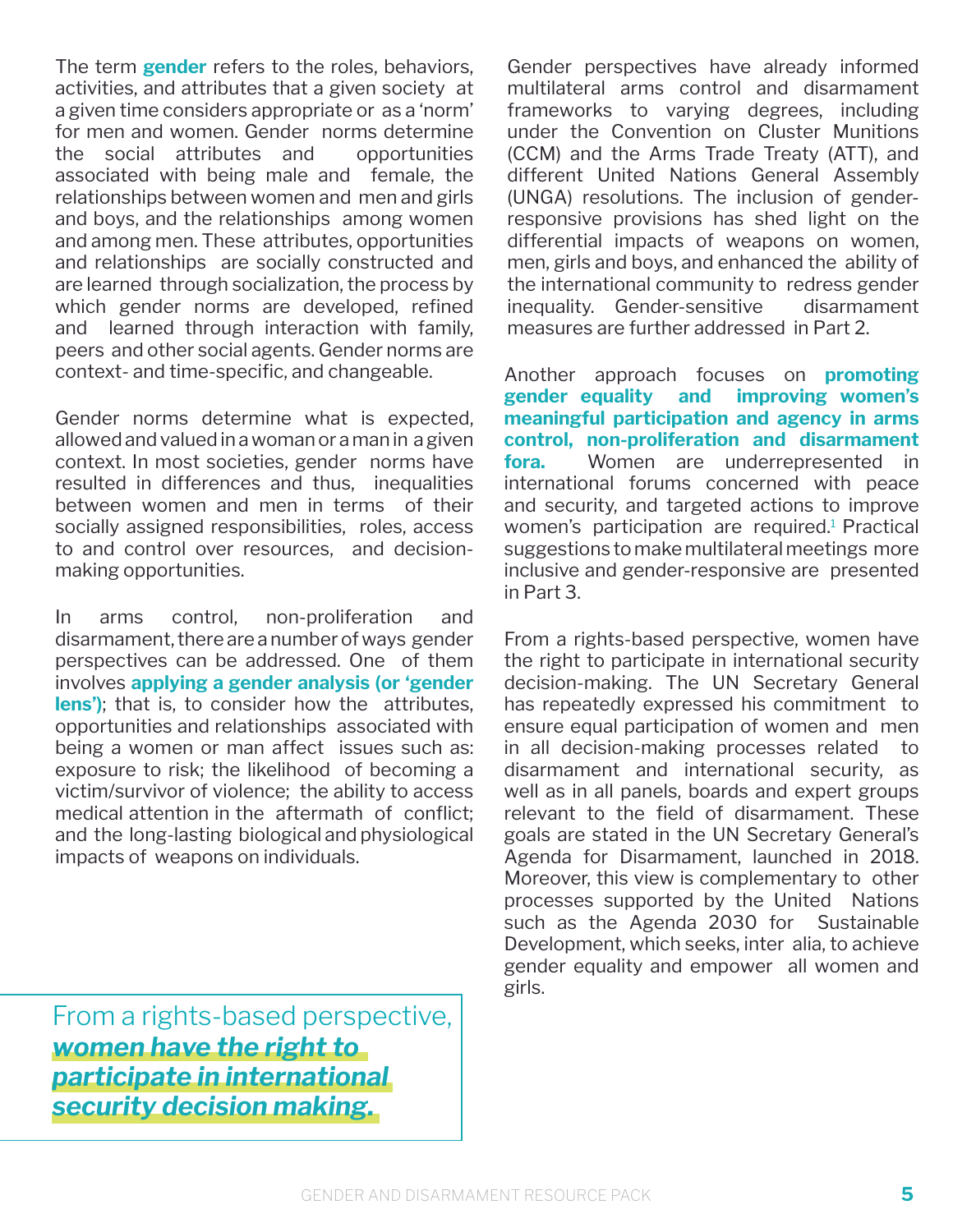The term **gender** refers to the roles, behaviors, activities, and attributes that a given society at a given time considers appropriate or as a 'norm' for men and women. Gender norms determine the social attributes and opportunities associated with being male and female, the relationships between women and men and girls and boys, and the relationships among women and among men. These attributes, opportunities and relationships are socially constructed and are learned through socialization, the process by which gender norms are developed, refined and learned through interaction with family, peers and other social agents. Gender norms are context- and time-specific, and changeable.

Gender norms determine what is expected, allowed and valued in a woman or a man in a given context. In most societies, gender norms have resulted in differences and thus, inequalities between women and men in terms of their socially assigned responsibilities, roles, access to and control over resources, and decision-making opportunities.

In arms control, non-proliferation and disarmament, there are a number of ways gender perspectives can be addressed. One of them involves **applying a gender analysis (or 'gender lens')**; that is, to consider how the attributes, opportunities and relationships associated with being a women or man affect issues such as: exposure to risk; the likelihood of becoming a victim/survivor of violence; the ability to access medical attention in the aftermath of conflict; and the long-lasting biological and physiological impacts of weapons on individuals.

> From a rights-based perspective, ***women have the right to participate in international security decision making.***

Gender perspectives have already informed multilateral arms control and disarmament frameworks to varying degrees, including under the Convention on Cluster Munitions (CCM) and the Arms Trade Treaty (ATT), and different United Nations General Assembly (UNGA) resolutions. The inclusion of gender-responsive provisions has shed light on the differential impacts of weapons on women, men, girls and boys, and enhanced the ability of the international community to redress gender inequality. Gender-sensitive disarmament measures are further addressed in Part 2.

Another approach focuses on **promoting gender equality and improving women's meaningful participation and agency in arms control, non-proliferation and disarmament fora.** Women are underrepresented in international forums concerned with peace and security, and targeted actions to improve women's participation are required.[1] Practical suggestions to make multilateral meetings more inclusive and gender-responsive are presented in Part 3.

From a rights-based perspective, women have the right to participate in international security decision-making. The UN Secretary General has repeatedly expressed his commitment to ensure equal participation of women and men in all decision-making processes related to disarmament and international security, as well as in all panels, boards and expert groups relevant to the field of disarmament. These goals are stated in the UN Secretary General's Agenda for Disarmament, launched in 2018. Moreover, this view is complementary to other processes supported by the United Nations such as the Agenda 2030 for Sustainable Development, which seeks, inter alia, to achieve gender equality and empower all women and girls.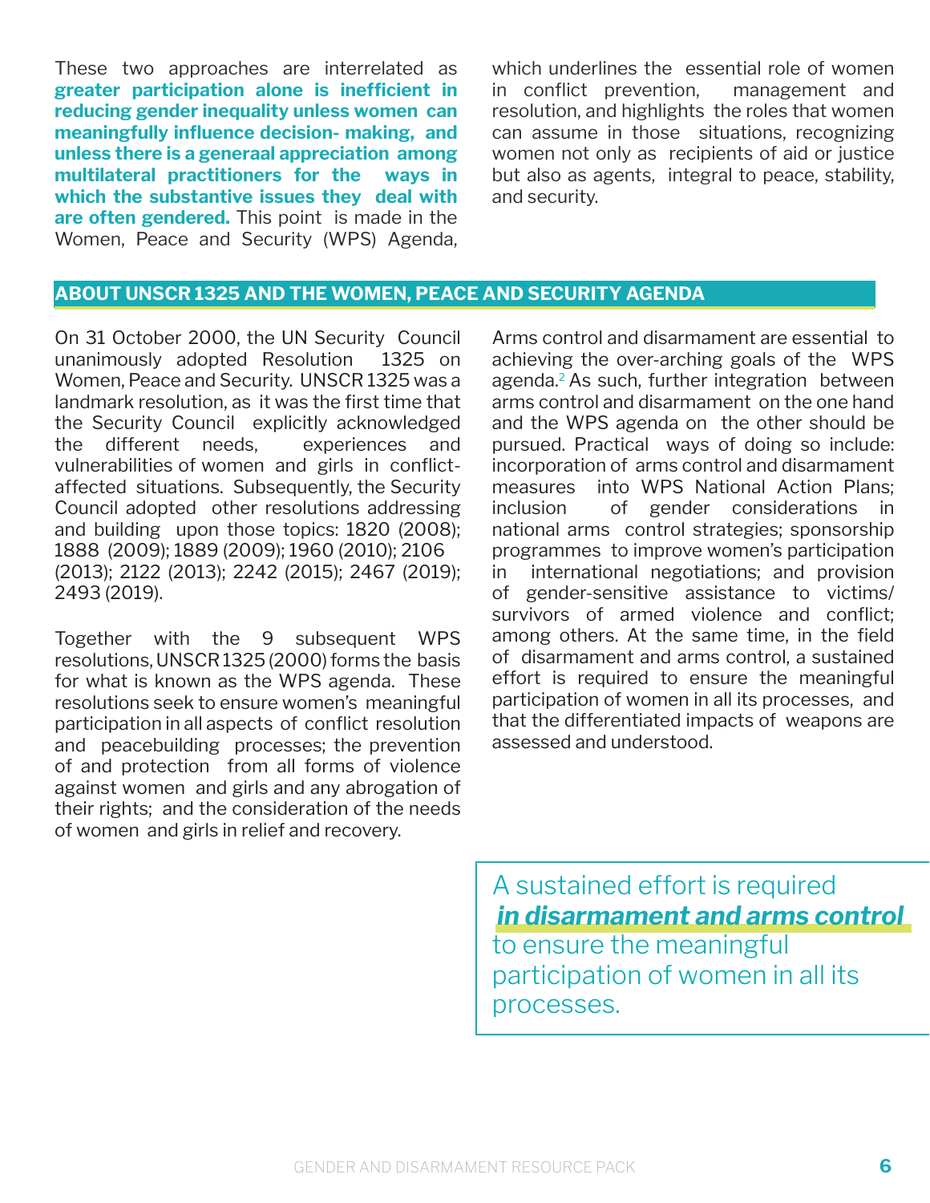These two approaches are interrelated as **greater participation alone is inefficient in reducing gender inequality unless women can meaningfully influence decision- making, and unless there is a generaal appreciation among multilateral practitioners for the ways in which the substantive issues they deal with are often gendered.** This point is made in the Women, Peace and Security (WPS) Agenda, which underlines the essential role of women in conflict prevention, management and resolution, and highlights the roles that women can assume in those situations, recognizing women not only as recipients of aid or justice but also as agents, integral to peace, stability, and security.

## ABOUT UNSCR 1325 AND THE WOMEN, PEACE AND SECURITY AGENDA

On 31 October 2000, the UN Security Council unanimously adopted Resolution 1325 on Women, Peace and Security. UNSCR 1325 was a landmark resolution, as it was the first time that the Security Council explicitly acknowledged the different needs, experiences and vulnerabilities of women and girls in conflict-affected situations. Subsequently, the Security Council adopted other resolutions addressing and building upon those topics: 1820 (2008); 1888 (2009); 1889 (2009); 1960 (2010); 2106 (2013); 2122 (2013); 2242 (2015); 2467 (2019); 2493 (2019).

Together with the 9 subsequent WPS resolutions, UNSCR 1325 (2000) forms the basis for what is known as the WPS agenda. These resolutions seek to ensure women's meaningful participation in all aspects of conflict resolution and peacebuilding processes; the prevention of and protection from all forms of violence against women and girls and any abrogation of their rights; and the consideration of the needs of women and girls in relief and recovery.

Arms control and disarmament are essential to achieving the over-arching goals of the WPS agenda.[2] As such, further integration between arms control and disarmament on the one hand and the WPS agenda on the other should be pursued. Practical ways of doing so include: incorporation of arms control and disarmament measures into WPS National Action Plans; inclusion of gender considerations in national arms control strategies; sponsorship programmes to improve women's participation in international negotiations; and provision of gender-sensitive assistance to victims/survivors of armed violence and conflict; among others. At the same time, in the field of disarmament and arms control, a sustained effort is required to ensure the meaningful participation of women in all its processes, and that the differentiated impacts of weapons are assessed and understood.

> A sustained effort is required ***in disarmament and arms control*** to ensure the meaningful participation of women in all its processes.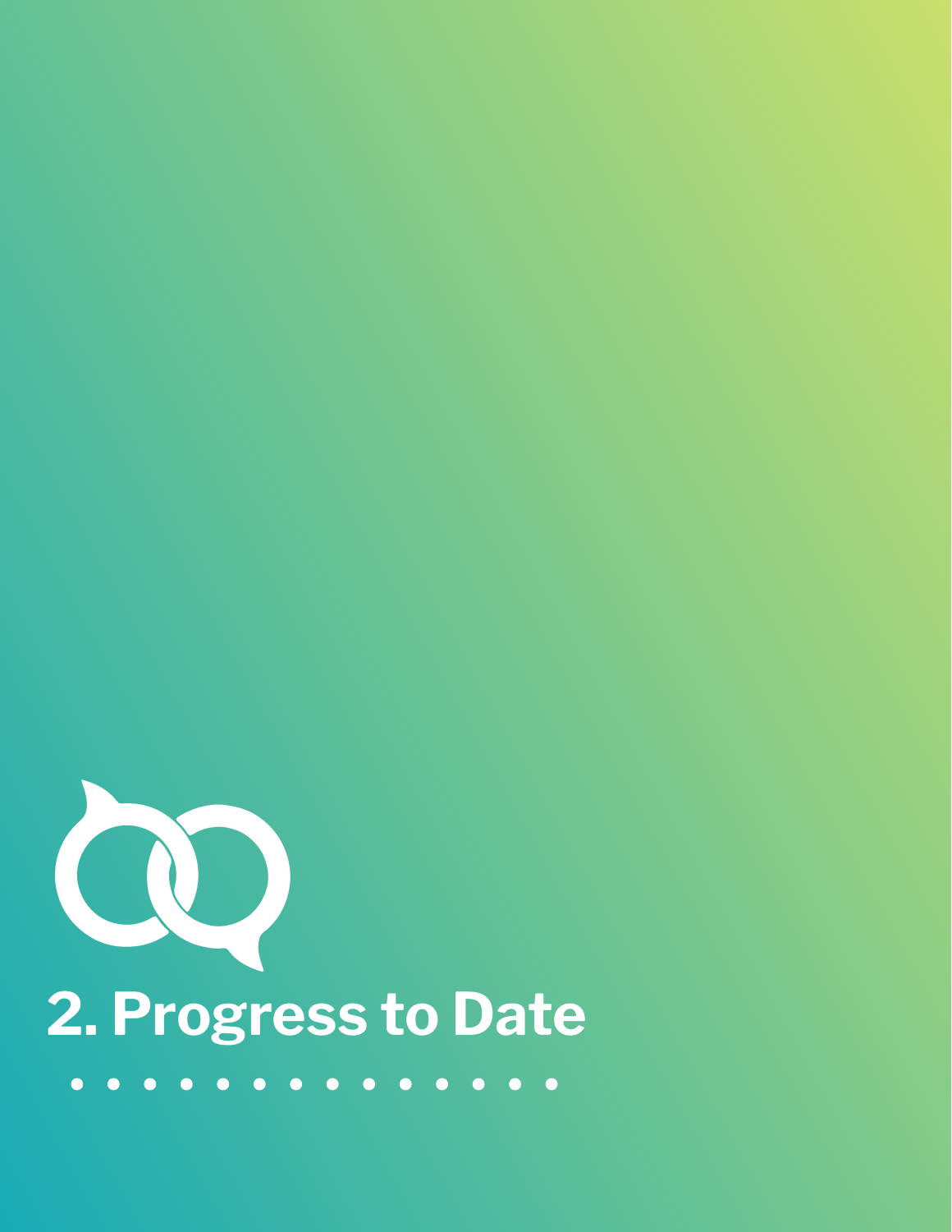# 2. Progress to Date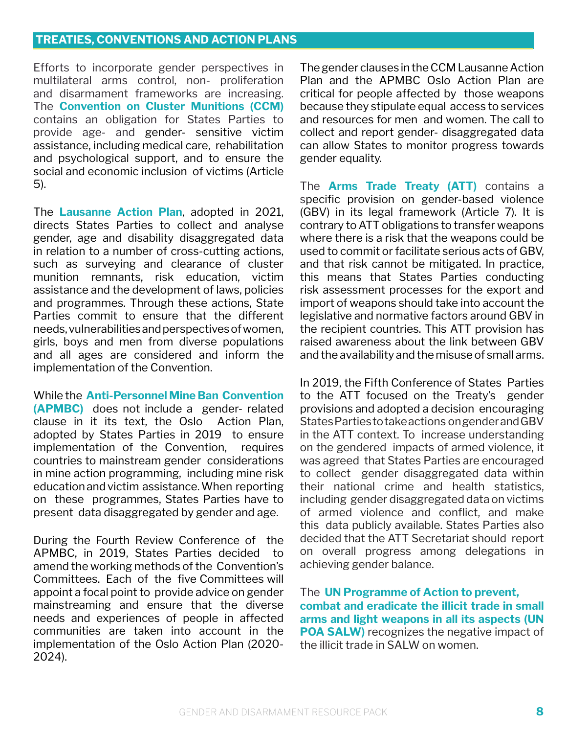## TREATIES, CONVENTIONS AND ACTION PLANS

Efforts to incorporate gender perspectives in multilateral arms control, non- proliferation and disarmament frameworks are increasing. The **Convention on Cluster Munitions (CCM)** contains an obligation for States Parties to provide age- and gender- sensitive victim assistance, including medical care, rehabilitation and psychological support, and to ensure the social and economic inclusion of victims (Article 5).

The **Lausanne Action Plan**, adopted in 2021, directs States Parties to collect and analyse gender, age and disability disaggregated data in relation to a number of cross-cutting actions, such as surveying and clearance of cluster munition remnants, risk education, victim assistance and the development of laws, policies and programmes. Through these actions, State Parties commit to ensure that the different needs, vulnerabilities and perspectives of women, girls, boys and men from diverse populations and all ages are considered and inform the implementation of the Convention.

While the **Anti-Personnel Mine Ban Convention (APMBC)** does not include a gender- related clause in it its text, the Oslo Action Plan, adopted by States Parties in 2019 to ensure implementation of the Convention, requires countries to mainstream gender considerations in mine action programming, including mine risk education and victim assistance. When reporting on these programmes, States Parties have to present data disaggregated by gender and age.

During the Fourth Review Conference of the APMBC, in 2019, States Parties decided to amend the working methods of the Convention's Committees. Each of the five Committees will appoint a focal point to provide advice on gender mainstreaming and ensure that the diverse needs and experiences of people in affected communities are taken into account in the implementation of the Oslo Action Plan (2020-2024).

The gender clauses in the CCM Lausanne Action Plan and the APMBC Oslo Action Plan are critical for people affected by those weapons because they stipulate equal access to services and resources for men and women. The call to collect and report gender- disaggregated data can allow States to monitor progress towards gender equality.

The **Arms Trade Treaty (ATT)** contains a specific provision on gender-based violence (GBV) in its legal framework (Article 7). It is contrary to ATT obligations to transfer weapons where there is a risk that the weapons could be used to commit or facilitate serious acts of GBV, and that risk cannot be mitigated. In practice, this means that States Parties conducting risk assessment processes for the export and import of weapons should take into account the legislative and normative factors around GBV in the recipient countries. This ATT provision has raised awareness about the link between GBV and the availability and the misuse of small arms.

In 2019, the Fifth Conference of States Parties to the ATT focused on the Treaty's gender provisions and adopted a decision encouraging States Parties to take actions on gender and GBV in the ATT context. To increase understanding on the gendered impacts of armed violence, it was agreed that States Parties are encouraged to collect gender disaggregated data within their national crime and health statistics, including gender disaggregated data on victims of armed violence and conflict, and make this data publicly available. States Parties also decided that the ATT Secretariat should report on overall progress among delegations in achieving gender balance.

The **UN Programme of Action to prevent, combat and eradicate the illicit trade in small arms and light weapons in all its aspects (UN POA SALW)** recognizes the negative impact of the illicit trade in SALW on women.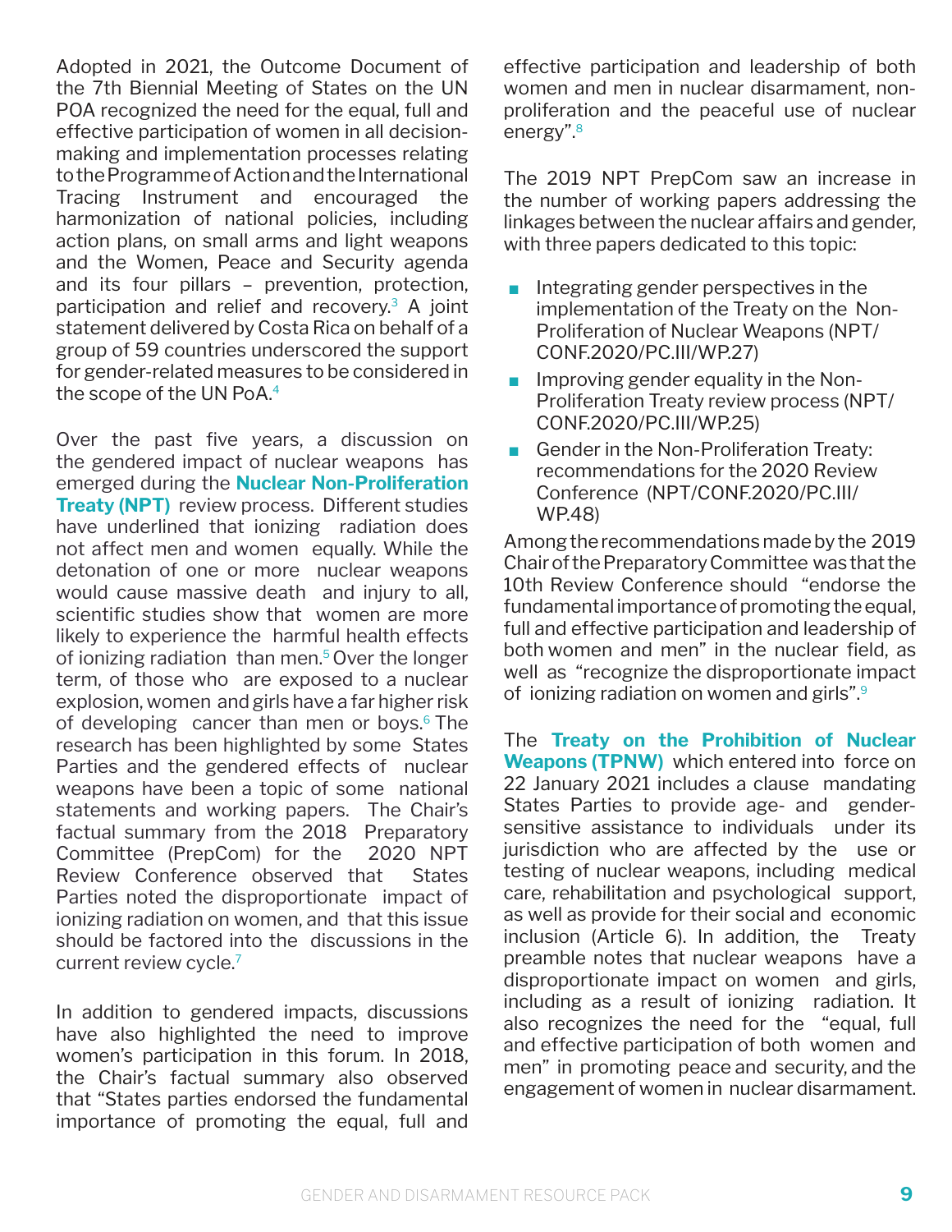Adopted in 2021, the Outcome Document of the 7th Biennial Meeting of States on the UN POA recognized the need for the equal, full and effective participation of women in all decision-making and implementation processes relating to the Programme of Action and the International Tracing Instrument and encouraged the harmonization of national policies, including action plans, on small arms and light weapons and the Women, Peace and Security agenda and its four pillars – prevention, protection, participation and relief and recovery.[3] A joint statement delivered by Costa Rica on behalf of a group of 59 countries underscored the support for gender-related measures to be considered in the scope of the UN PoA.[4]

Over the past five years, a discussion on the gendered impact of nuclear weapons has emerged during the **Nuclear Non-Proliferation Treaty (NPT)** review process. Different studies have underlined that ionizing radiation does not affect men and women equally. While the detonation of one or more nuclear weapons would cause massive death and injury to all, scientific studies show that women are more likely to experience the harmful health effects of ionizing radiation than men.[5] Over the longer term, of those who are exposed to a nuclear explosion, women and girls have a far higher risk of developing cancer than men or boys.[6] The research has been highlighted by some States Parties and the gendered effects of nuclear weapons have been a topic of some national statements and working papers. The Chair's factual summary from the 2018 Preparatory Committee (PrepCom) for the 2020 NPT Review Conference observed that States Parties noted the disproportionate impact of ionizing radiation on women, and that this issue should be factored into the discussions in the current review cycle.[7]

In addition to gendered impacts, discussions have also highlighted the need to improve women's participation in this forum. In 2018, the Chair's factual summary also observed that "States parties endorsed the fundamental importance of promoting the equal, full and effective participation and leadership of both women and men in nuclear disarmament, non-proliferation and the peaceful use of nuclear energy".[8]

The 2019 NPT PrepCom saw an increase in the number of working papers addressing the linkages between the nuclear affairs and gender, with three papers dedicated to this topic:

- Integrating gender perspectives in the implementation of the Treaty on the Non-Proliferation of Nuclear Weapons (NPT/CONF.2020/PC.III/WP.27)
- Improving gender equality in the Non-Proliferation Treaty review process (NPT/CONF.2020/PC.III/WP.25)
- Gender in the Non-Proliferation Treaty: recommendations for the 2020 Review Conference (NPT/CONF.2020/PC.III/WP.48)

Among the recommendations made by the 2019 Chair of the Preparatory Committee was that the 10th Review Conference should "endorse the fundamental importance of promoting the equal, full and effective participation and leadership of both women and men" in the nuclear field, as well as "recognize the disproportionate impact of ionizing radiation on women and girls".[9]

The **Treaty on the Prohibition of Nuclear Weapons (TPNW)** which entered into force on 22 January 2021 includes a clause mandating States Parties to provide age- and gender-sensitive assistance to individuals under its jurisdiction who are affected by the use or testing of nuclear weapons, including medical care, rehabilitation and psychological support, as well as provide for their social and economic inclusion (Article 6). In addition, the Treaty preamble notes that nuclear weapons have a disproportionate impact on women and girls, including as a result of ionizing radiation. It also recognizes the need for the "equal, full and effective participation of both women and men" in promoting peace and security, and the engagement of women in nuclear disarmament.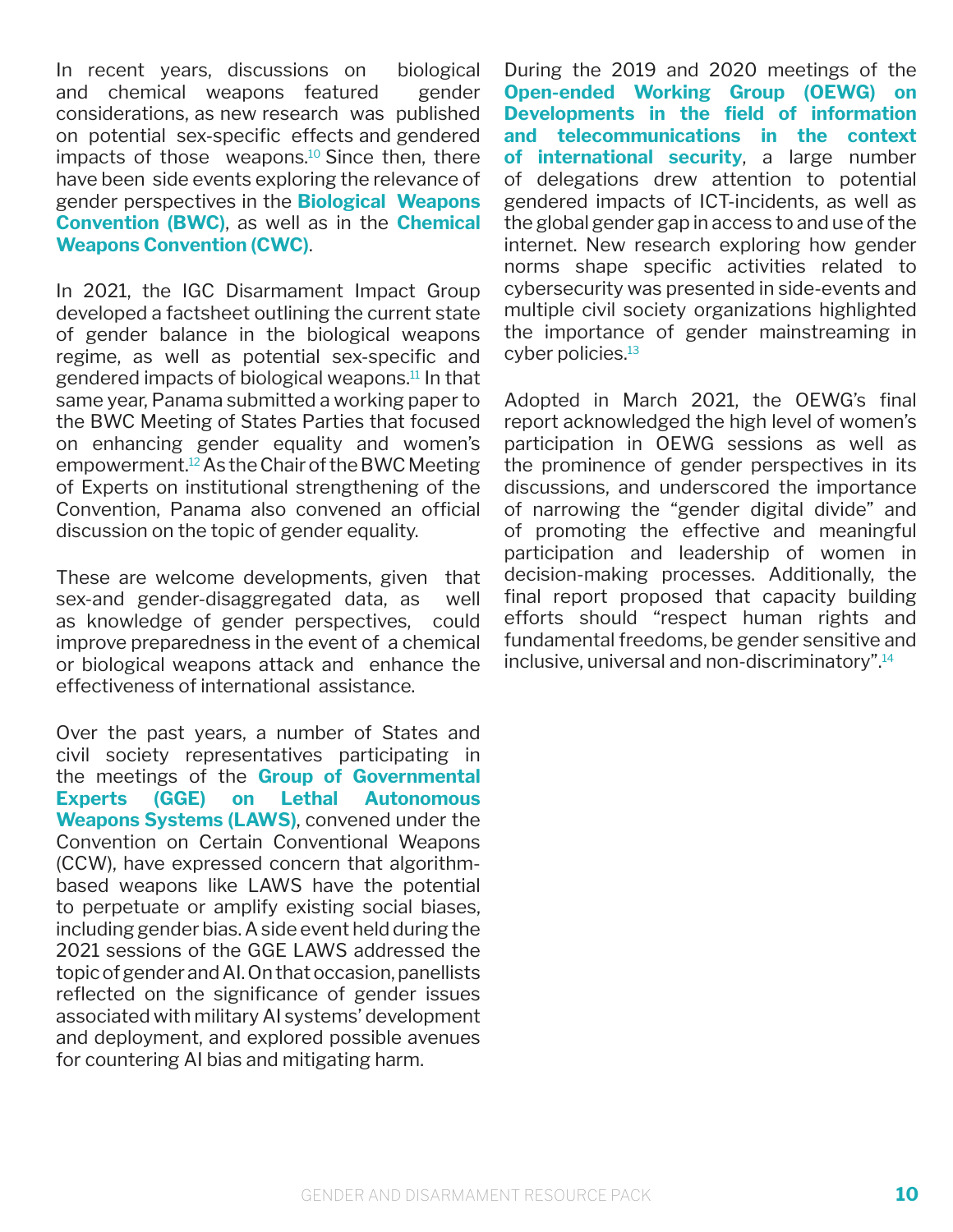In recent years, discussions on biological and chemical weapons featured gender considerations, as new research was published on potential sex-specific effects and gendered impacts of those weapons.[10] Since then, there have been side events exploring the relevance of gender perspectives in the **Biological Weapons Convention (BWC)**, as well as in the **Chemical Weapons Convention (CWC)**.

In 2021, the IGC Disarmament Impact Group developed a factsheet outlining the current state of gender balance in the biological weapons regime, as well as potential sex-specific and gendered impacts of biological weapons.[11] In that same year, Panama submitted a working paper to the BWC Meeting of States Parties that focused on enhancing gender equality and women's empowerment.[12] As the Chair of the BWC Meeting of Experts on institutional strengthening of the Convention, Panama also convened an official discussion on the topic of gender equality.

These are welcome developments, given that sex-and gender-disaggregated data, as well as knowledge of gender perspectives, could improve preparedness in the event of a chemical or biological weapons attack and enhance the effectiveness of international assistance.

Over the past years, a number of States and civil society representatives participating in the meetings of the **Group of Governmental Experts (GGE) on Lethal Autonomous Weapons Systems (LAWS)**, convened under the Convention on Certain Conventional Weapons (CCW), have expressed concern that algorithm-based weapons like LAWS have the potential to perpetuate or amplify existing social biases, including gender bias. A side event held during the 2021 sessions of the GGE LAWS addressed the topic of gender and AI. On that occasion, panellists reflected on the significance of gender issues associated with military AI systems' development and deployment, and explored possible avenues for countering AI bias and mitigating harm.

During the 2019 and 2020 meetings of the **Open-ended Working Group (OEWG) on Developments in the field of information and telecommunications in the context of international security**, a large number of delegations drew attention to potential gendered impacts of ICT-incidents, as well as the global gender gap in access to and use of the internet. New research exploring how gender norms shape specific activities related to cybersecurity was presented in side-events and multiple civil society organizations highlighted the importance of gender mainstreaming in cyber policies.[13]

Adopted in March 2021, the OEWG's final report acknowledged the high level of women's participation in OEWG sessions as well as the prominence of gender perspectives in its discussions, and underscored the importance of narrowing the "gender digital divide" and of promoting the effective and meaningful participation and leadership of women in decision-making processes. Additionally, the final report proposed that capacity building efforts should "respect human rights and fundamental freedoms, be gender sensitive and inclusive, universal and non-discriminatory".[14]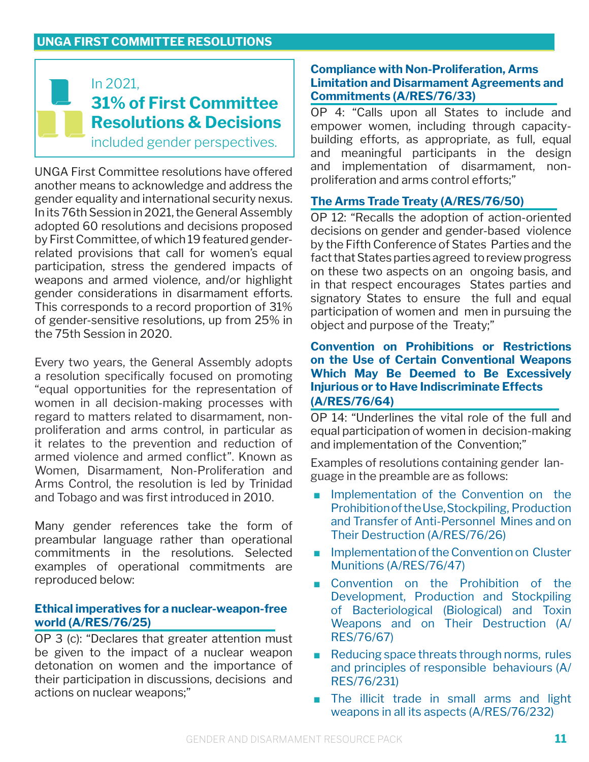## UNGA FIRST COMMITTEE RESOLUTIONS

In 2021,
**31% of First Committee Resolutions & Decisions**
included gender perspectives.

UNGA First Committee resolutions have offered another means to acknowledge and address the gender equality and international security nexus. In its 76th Session in 2021, the General Assembly adopted 60 resolutions and decisions proposed by First Committee, of which 19 featured gender-related provisions that call for women's equal participation, stress the gendered impacts of weapons and armed violence, and/or highlight gender considerations in disarmament efforts. This corresponds to a record proportion of 31% of gender-sensitive resolutions, up from 25% in the 75th Session in 2020.

Every two years, the General Assembly adopts a resolution specifically focused on promoting "equal opportunities for the representation of women in all decision-making processes with regard to matters related to disarmament, non-proliferation and arms control, in particular as it relates to the prevention and reduction of armed violence and armed conflict". Known as Women, Disarmament, Non-Proliferation and Arms Control, the resolution is led by Trinidad and Tobago and was first introduced in 2010.

Many gender references take the form of preambular language rather than operational commitments in the resolutions. Selected examples of operational commitments are reproduced below:

### Ethical imperatives for a nuclear-weapon-free world (A/RES/76/25)

OP 3 (c): "Declares that greater attention must be given to the impact of a nuclear weapon detonation on women and the importance of their participation in discussions, decisions and actions on nuclear weapons;"

### Compliance with Non-Proliferation, Arms Limitation and Disarmament Agreements and Commitments (A/RES/76/33)

OP 4: "Calls upon all States to include and empower women, including through capacity-building efforts, as appropriate, as full, equal and meaningful participants in the design and implementation of disarmament, non-proliferation and arms control efforts;"

### The Arms Trade Treaty (A/RES/76/50)

OP 12: "Recalls the adoption of action-oriented decisions on gender and gender-based violence by the Fifth Conference of States Parties and the fact that States parties agreed to review progress on these two aspects on an ongoing basis, and in that respect encourages States parties and signatory States to ensure the full and equal participation of women and men in pursuing the object and purpose of the Treaty;"

### Convention on Prohibitions or Restrictions on the Use of Certain Conventional Weapons Which May Be Deemed to Be Excessively Injurious or to Have Indiscriminate Effects (A/RES/76/64)

OP 14: "Underlines the vital role of the full and equal participation of women in decision-making and implementation of the Convention;"

Examples of resolutions containing gender language in the preamble are as follows:

- Implementation of the Convention on the Prohibition of the Use, Stockpiling, Production and Transfer of Anti-Personnel Mines and on Their Destruction (A/RES/76/26)
- Implementation of the Convention on Cluster Munitions (A/RES/76/47)
- Convention on the Prohibition of the Development, Production and Stockpiling of Bacteriological (Biological) and Toxin Weapons and on Their Destruction (A/RES/76/67)
- Reducing space threats through norms, rules and principles of responsible behaviours (A/RES/76/231)
- The illicit trade in small arms and light weapons in all its aspects (A/RES/76/232)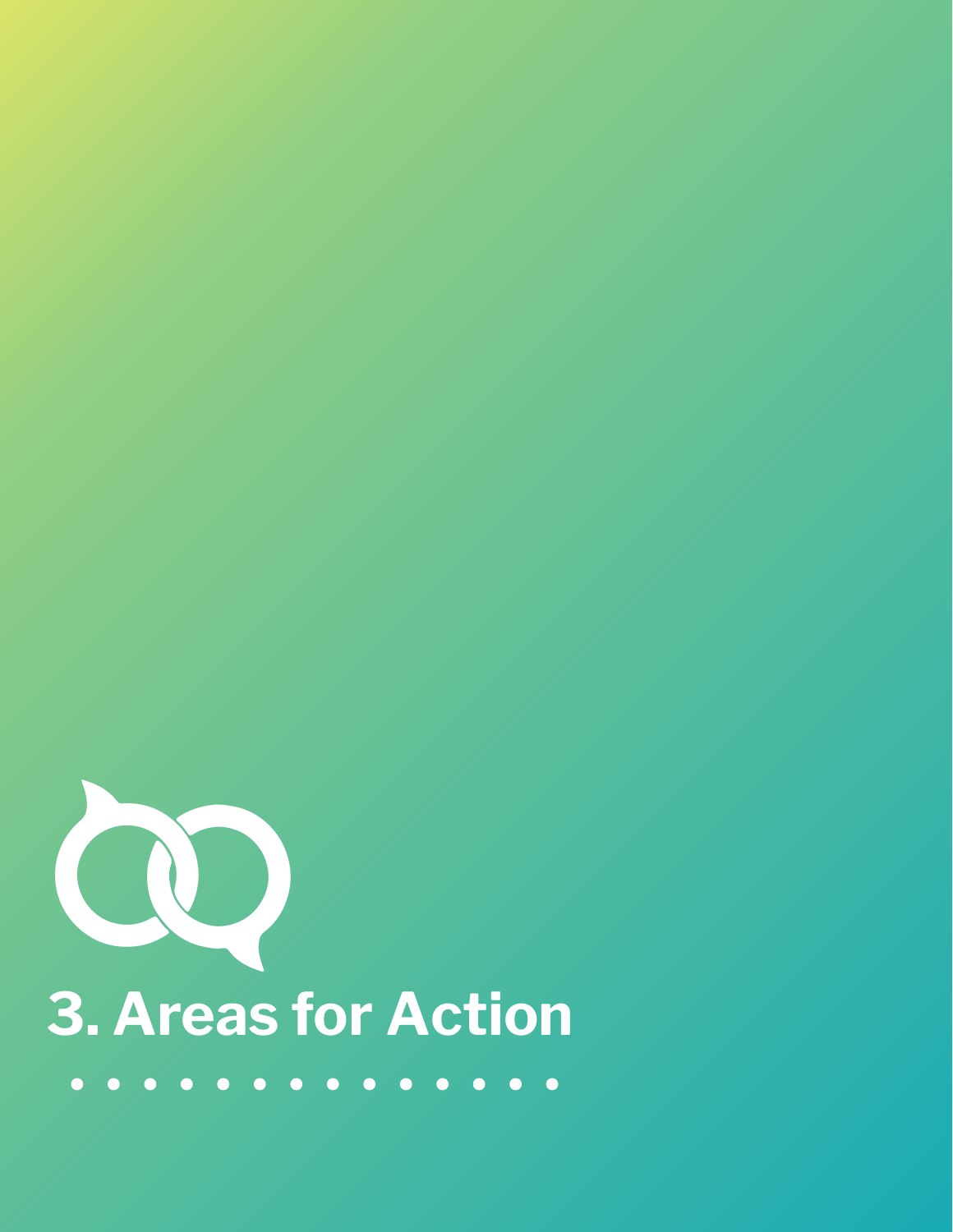# 3. Areas for Action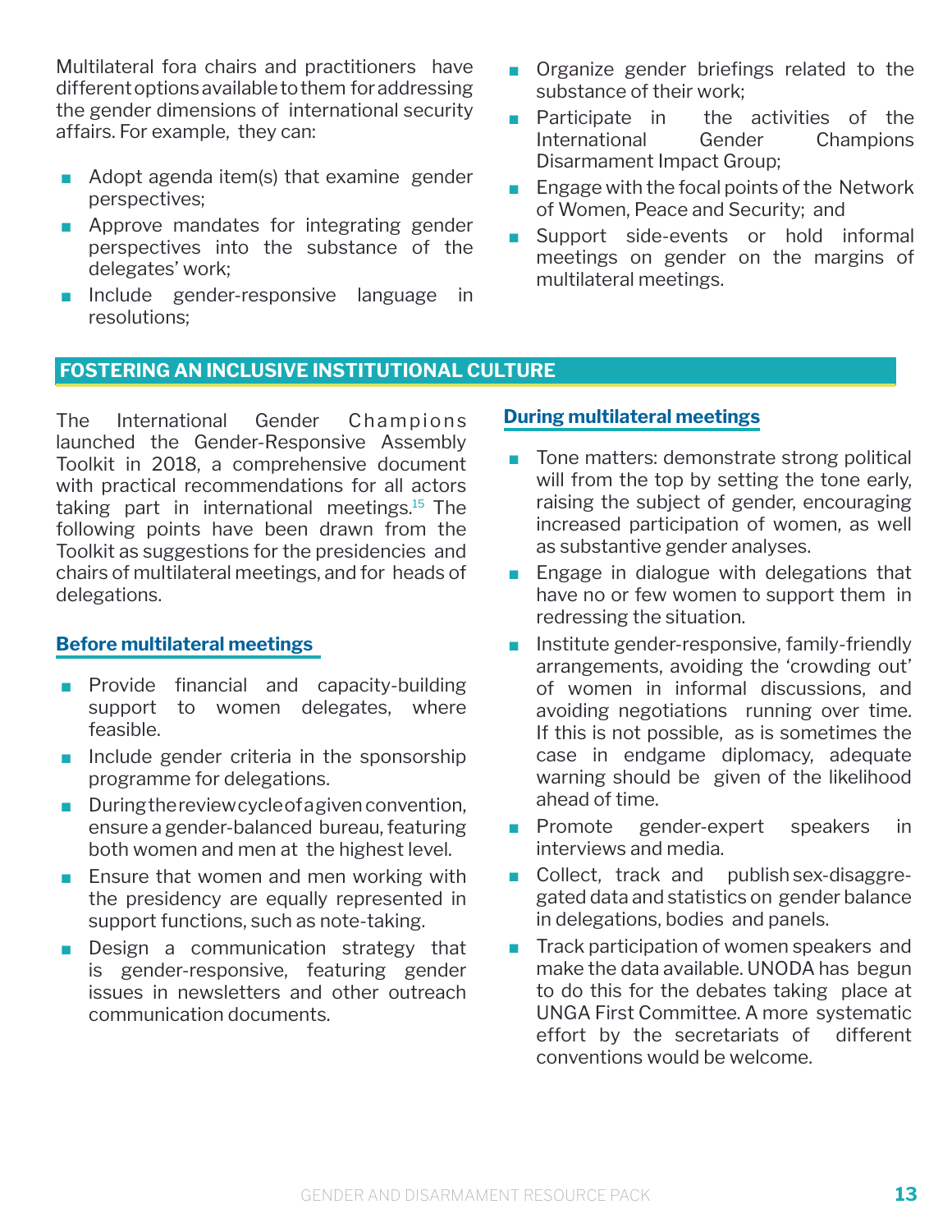Multilateral fora chairs and practitioners have different options available to them for addressing the gender dimensions of international security affairs. For example, they can:

- Adopt agenda item(s) that examine gender perspectives;
- Approve mandates for integrating gender perspectives into the substance of the delegates' work;
- Include gender-responsive language in resolutions;
- Organize gender briefings related to the substance of their work;
- Participate in the activities of the International Gender Champions Disarmament Impact Group;
- Engage with the focal points of the Network of Women, Peace and Security; and
- Support side-events or hold informal meetings on gender on the margins of multilateral meetings.

## FOSTERING AN INCLUSIVE INSTITUTIONAL CULTURE

The International Gender Champions launched the Gender-Responsive Assembly Toolkit in 2018, a comprehensive document with practical recommendations for all actors taking part in international meetings.[15] The following points have been drawn from the Toolkit as suggestions for the presidencies and chairs of multilateral meetings, and for heads of delegations.

### Before multilateral meetings

- Provide financial and capacity-building support to women delegates, where feasible.
- Include gender criteria in the sponsorship programme for delegations.
- During the review cycle of a given convention, ensure a gender-balanced bureau, featuring both women and men at the highest level.
- Ensure that women and men working with the presidency are equally represented in support functions, such as note-taking.
- Design a communication strategy that is gender-responsive, featuring gender issues in newsletters and other outreach communication documents.

### During multilateral meetings

- Tone matters: demonstrate strong political will from the top by setting the tone early, raising the subject of gender, encouraging increased participation of women, as well as substantive gender analyses.
- Engage in dialogue with delegations that have no or few women to support them in redressing the situation.
- Institute gender-responsive, family-friendly arrangements, avoiding the 'crowding out' of women in informal discussions, and avoiding negotiations running over time. If this is not possible, as is sometimes the case in endgame diplomacy, adequate warning should be given of the likelihood ahead of time.
- Promote gender-expert speakers in interviews and media.
- Collect, track and publish sex-disaggregated data and statistics on gender balance in delegations, bodies and panels.
- Track participation of women speakers and make the data available. UNODA has begun to do this for the debates taking place at UNGA First Committee. A more systematic effort by the secretariats of different conventions would be welcome.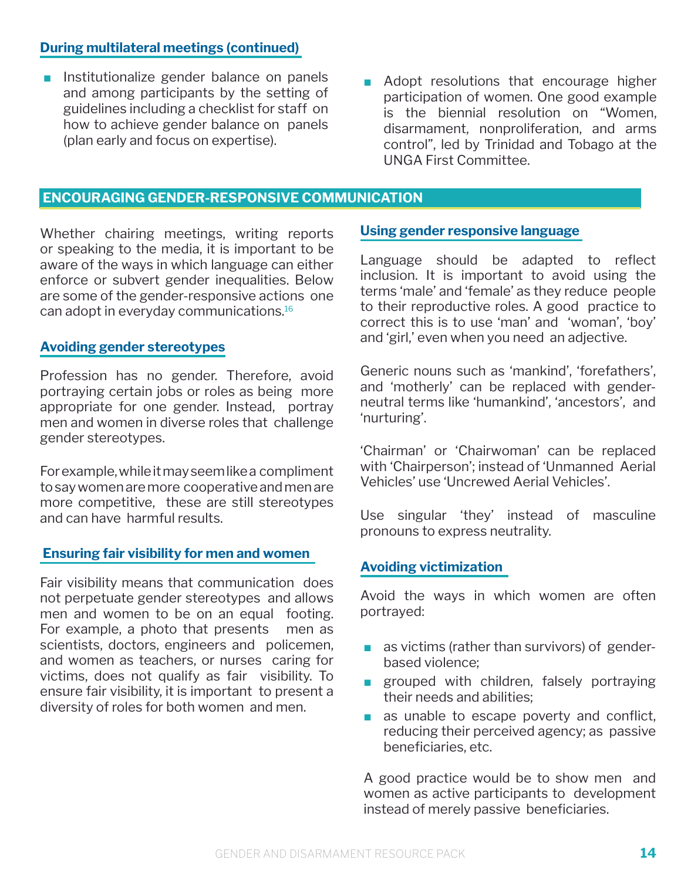### During multilateral meetings (continued)

- Institutionalize gender balance on panels and among participants by the setting of guidelines including a checklist for staff on how to achieve gender balance on panels (plan early and focus on expertise).
- Adopt resolutions that encourage higher participation of women. One good example is the biennial resolution on "Women, disarmament, nonproliferation, and arms control", led by Trinidad and Tobago at the UNGA First Committee.

## ENCOURAGING GENDER-RESPONSIVE COMMUNICATION

Whether chairing meetings, writing reports or speaking to the media, it is important to be aware of the ways in which language can either enforce or subvert gender inequalities. Below are some of the gender-responsive actions one can adopt in everyday communications.[16]

### Avoiding gender stereotypes

Profession has no gender. Therefore, avoid portraying certain jobs or roles as being more appropriate for one gender. Instead, portray men and women in diverse roles that challenge gender stereotypes.

For example, while it may seem like a compliment to say women are more cooperative and men are more competitive, these are still stereotypes and can have harmful results.

### Ensuring fair visibility for men and women

Fair visibility means that communication does not perpetuate gender stereotypes and allows men and women to be on an equal footing. For example, a photo that presents men as scientists, doctors, engineers and policemen, and women as teachers, or nurses caring for victims, does not qualify as fair visibility. To ensure fair visibility, it is important to present a diversity of roles for both women and men.

### Using gender responsive language

Language should be adapted to reflect inclusion. It is important to avoid using the terms 'male' and 'female' as they reduce people to their reproductive roles. A good practice to correct this is to use 'man' and 'woman', 'boy' and 'girl,' even when you need an adjective.

Generic nouns such as 'mankind', 'forefathers', and 'motherly' can be replaced with gender-neutral terms like 'humankind', 'ancestors', and 'nurturing'.

'Chairman' or 'Chairwoman' can be replaced with 'Chairperson'; instead of 'Unmanned Aerial Vehicles' use 'Uncrewed Aerial Vehicles'.

Use singular 'they' instead of masculine pronouns to express neutrality.

### Avoiding victimization

Avoid the ways in which women are often portrayed:

- as victims (rather than survivors) of gender-based violence;
- grouped with children, falsely portraying their needs and abilities;
- as unable to escape poverty and conflict, reducing their perceived agency; as passive beneficiaries, etc.

A good practice would be to show men and women as active participants to development instead of merely passive beneficiaries.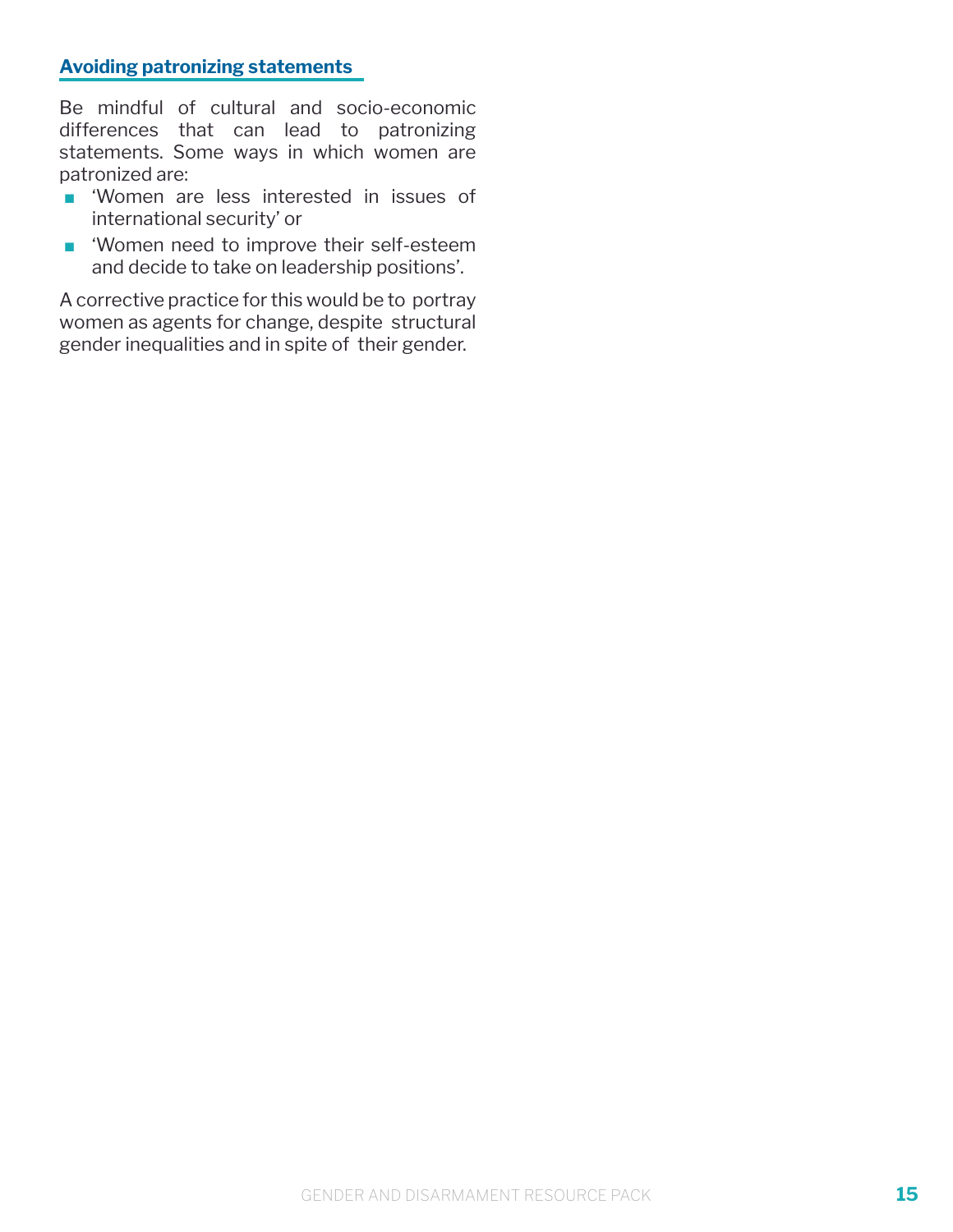### Avoiding patronizing statements

Be mindful of cultural and socio-economic differences that can lead to patronizing statements. Some ways in which women are patronized are:

- 'Women are less interested in issues of international security' or
- 'Women need to improve their self-esteem and decide to take on leadership positions'.

A corrective practice for this would be to portray women as agents for change, despite structural gender inequalities and in spite of their gender.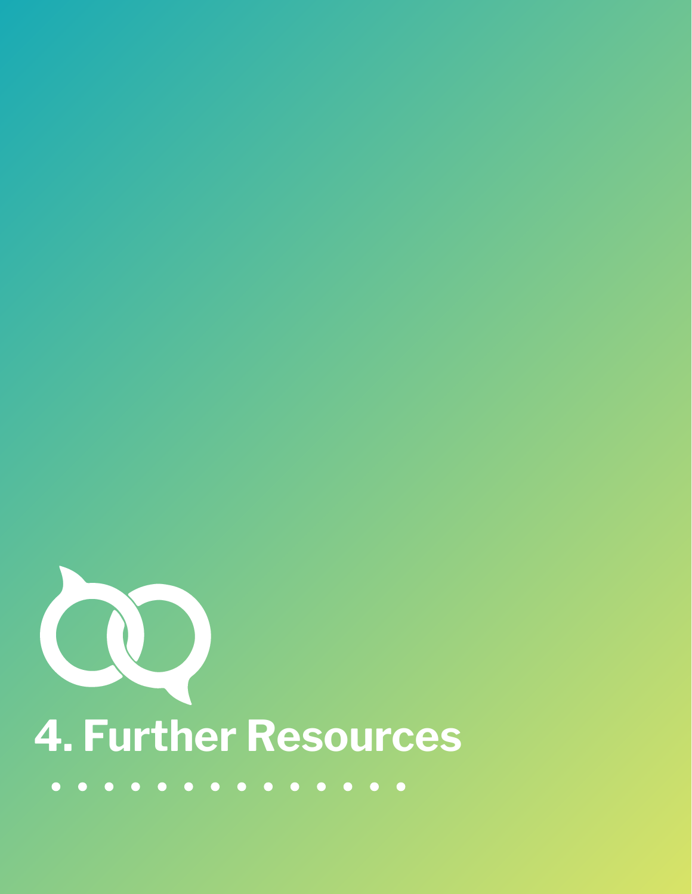# 4. Further Resources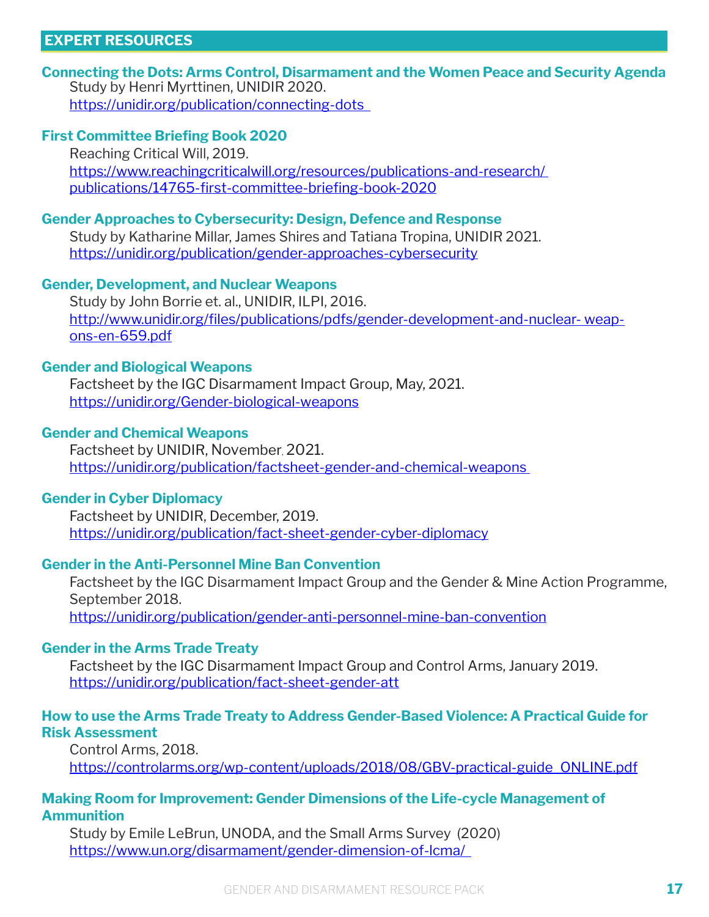## EXPERT RESOURCES

**Connecting the Dots: Arms Control, Disarmament and the Women Peace and Security Agenda**

Study by Henri Myrttinen, UNIDIR 2020.
https://unidir.org/publication/connecting-dots

**First Committee Briefing Book 2020**

Reaching Critical Will, 2019.
https://www.reachingcriticalwill.org/resources/publications-and-research/publications/14765-first-committee-briefing-book-2020

**Gender Approaches to Cybersecurity: Design, Defence and Response**

Study by Katharine Millar, James Shires and Tatiana Tropina, UNIDIR 2021.
https://unidir.org/publication/gender-approaches-cybersecurity

**Gender, Development, and Nuclear Weapons**

Study by John Borrie et. al., UNIDIR, ILPI, 2016.
http://www.unidir.org/files/publications/pdfs/gender-development-and-nuclear- weapons-en-659.pdf

**Gender and Biological Weapons**

Factsheet by the IGC Disarmament Impact Group, May, 2021.
https://unidir.org/Gender-biological-weapons

**Gender and Chemical Weapons**

Factsheet by UNIDIR, November, 2021.
https://unidir.org/publication/factsheet-gender-and-chemical-weapons

**Gender in Cyber Diplomacy**

Factsheet by UNIDIR, December, 2019.
https://unidir.org/publication/fact-sheet-gender-cyber-diplomacy

**Gender in the Anti-Personnel Mine Ban Convention**

Factsheet by the IGC Disarmament Impact Group and the Gender & Mine Action Programme, September 2018.
https://unidir.org/publication/gender-anti-personnel-mine-ban-convention

**Gender in the Arms Trade Treaty**

Factsheet by the IGC Disarmament Impact Group and Control Arms, January 2019.
https://unidir.org/publication/fact-sheet-gender-att

**How to use the Arms Trade Treaty to Address Gender-Based Violence: A Practical Guide for Risk Assessment**

Control Arms, 2018.
https://controlarms.org/wp-content/uploads/2018/08/GBV-practical-guide_ONLINE.pdf

**Making Room for Improvement: Gender Dimensions of the Life-cycle Management of Ammunition**

Study by Emile LeBrun, UNODA, and the Small Arms Survey (2020)
https://www.un.org/disarmament/gender-dimension-of-lcma/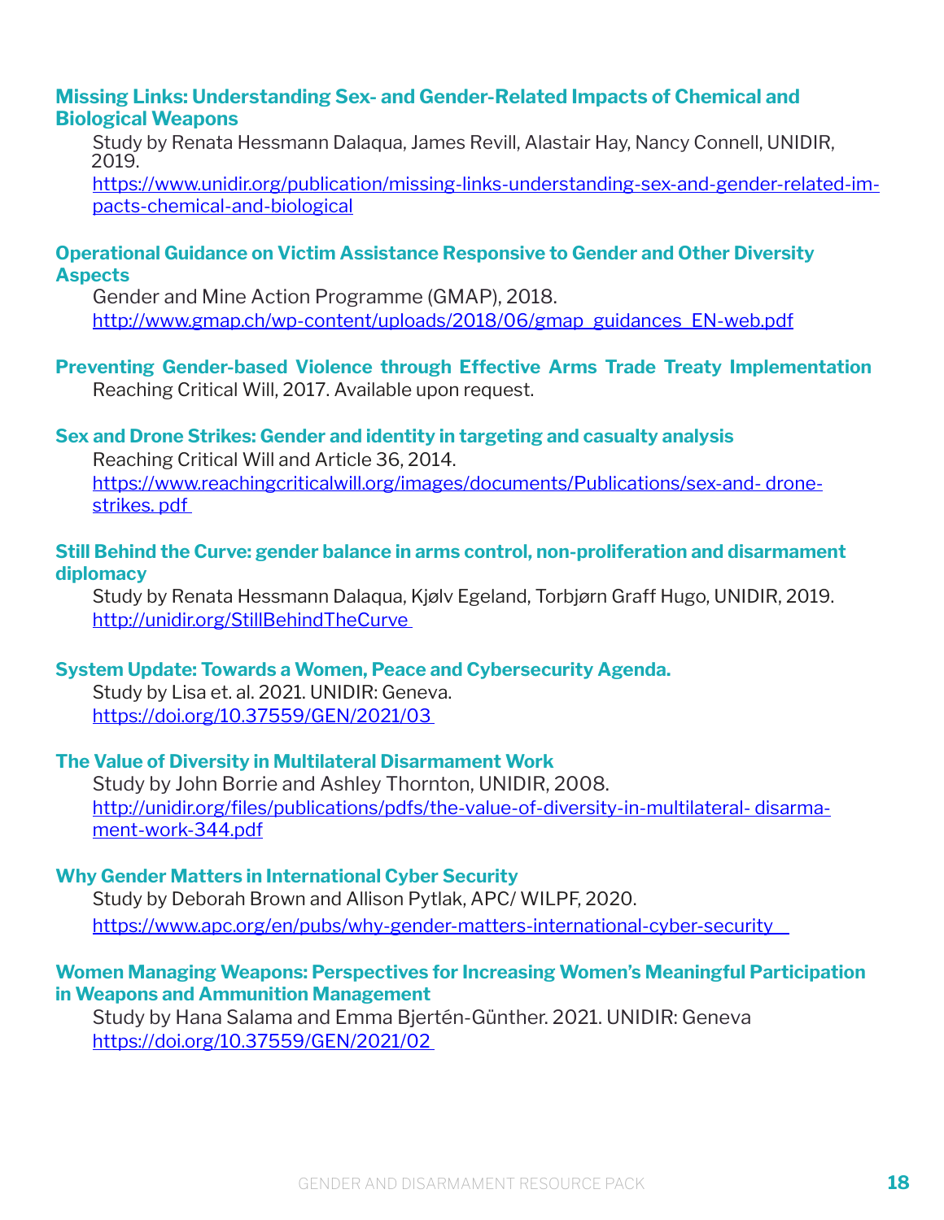**Missing Links: Understanding Sex- and Gender-Related Impacts of Chemical and Biological Weapons**

Study by Renata Hessmann Dalaqua, James Revill, Alastair Hay, Nancy Connell, UNIDIR, 2019.
https://www.unidir.org/publication/missing-links-understanding-sex-and-gender-related-impacts-chemical-and-biological

**Operational Guidance on Victim Assistance Responsive to Gender and Other Diversity Aspects**

Gender and Mine Action Programme (GMAP), 2018.
http://www.gmap.ch/wp-content/uploads/2018/06/gmap_guidances_EN-web.pdf

**Preventing Gender-based Violence through Effective Arms Trade Treaty Implementation**

Reaching Critical Will, 2017. Available upon request.

**Sex and Drone Strikes: Gender and identity in targeting and casualty analysis**

Reaching Critical Will and Article 36, 2014.
https://www.reachingcriticalwill.org/images/documents/Publications/sex-and- drone-strikes. pdf

**Still Behind the Curve: gender balance in arms control, non-proliferation and disarmament diplomacy**

Study by Renata Hessmann Dalaqua, Kjølv Egeland, Torbjørn Graff Hugo, UNIDIR, 2019.
http://unidir.org/StillBehindTheCurve

**System Update: Towards a Women, Peace and Cybersecurity Agenda.**

Study by Lisa et. al. 2021. UNIDIR: Geneva.
https://doi.org/10.37559/GEN/2021/03

**The Value of Diversity in Multilateral Disarmament Work**

Study by John Borrie and Ashley Thornton, UNIDIR, 2008.
http://unidir.org/files/publications/pdfs/the-value-of-diversity-in-multilateral- disarmament-work-344.pdf

**Why Gender Matters in International Cyber Security**

Study by Deborah Brown and Allison Pytlak, APC/ WILPF, 2020.
https://www.apc.org/en/pubs/why-gender-matters-international-cyber-security

**Women Managing Weapons: Perspectives for Increasing Women's Meaningful Participation in Weapons and Ammunition Management**

Study by Hana Salama and Emma Bjertén-Günther. 2021. UNIDIR: Geneva
https://doi.org/10.37559/GEN/2021/02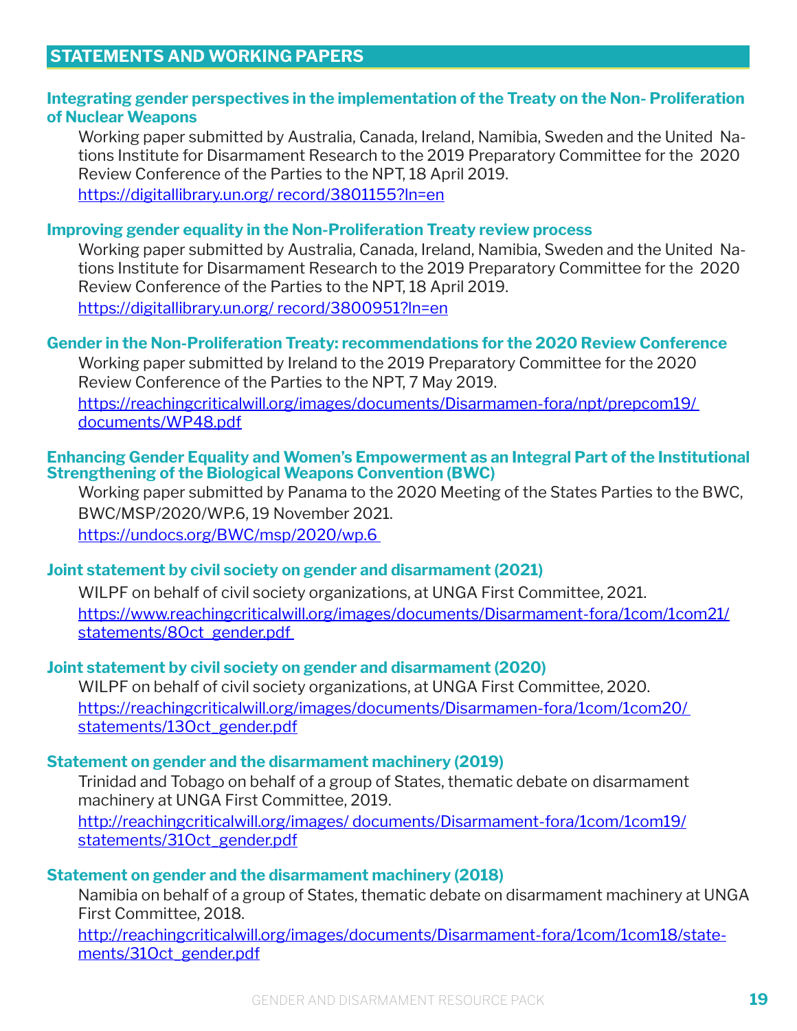## STATEMENTS AND WORKING PAPERS

**Integrating gender perspectives in the implementation of the Treaty on the Non- Proliferation of Nuclear Weapons**

Working paper submitted by Australia, Canada, Ireland, Namibia, Sweden and the United Nations Institute for Disarmament Research to the 2019 Preparatory Committee for the 2020 Review Conference of the Parties to the NPT, 18 April 2019.

https://digitallibrary.un.org/ record/3801155?ln=en

**Improving gender equality in the Non-Proliferation Treaty review process**

Working paper submitted by Australia, Canada, Ireland, Namibia, Sweden and the United Nations Institute for Disarmament Research to the 2019 Preparatory Committee for the 2020 Review Conference of the Parties to the NPT, 18 April 2019.

https://digitallibrary.un.org/ record/3800951?ln=en

**Gender in the Non-Proliferation Treaty: recommendations for the 2020 Review Conference**

Working paper submitted by Ireland to the 2019 Preparatory Committee for the 2020 Review Conference of the Parties to the NPT, 7 May 2019.

https://reachingcriticalwill.org/images/documents/Disarmamen-fora/npt/prepcom19/documents/WP48.pdf

**Enhancing Gender Equality and Women's Empowerment as an Integral Part of the Institutional Strengthening of the Biological Weapons Convention (BWC)**

Working paper submitted by Panama to the 2020 Meeting of the States Parties to the BWC, BWC/MSP/2020/WP.6, 19 November 2021.

https://undocs.org/BWC/msp/2020/wp.6

**Joint statement by civil society on gender and disarmament (2021)**

WILPF on behalf of civil society organizations, at UNGA First Committee, 2021.

https://www.reachingcriticalwill.org/images/documents/Disarmament-fora/1com/1com21/statements/8Oct_gender.pdf

**Joint statement by civil society on gender and disarmament (2020)**

WILPF on behalf of civil society organizations, at UNGA First Committee, 2020.

https://reachingcriticalwill.org/images/documents/Disarmamen-fora/1com/1com20/statements/13Oct_gender.pdf

**Statement on gender and the disarmament machinery (2019)**

Trinidad and Tobago on behalf of a group of States, thematic debate on disarmament machinery at UNGA First Committee, 2019.

http://reachingcriticalwill.org/images/ documents/Disarmament-fora/1com/1com19/statements/31Oct_gender.pdf

**Statement on gender and the disarmament machinery (2018)**

Namibia on behalf of a group of States, thematic debate on disarmament machinery at UNGA First Committee, 2018.

http://reachingcriticalwill.org/images/documents/Disarmament-fora/1com/1com18/statements/31Oct_gender.pdf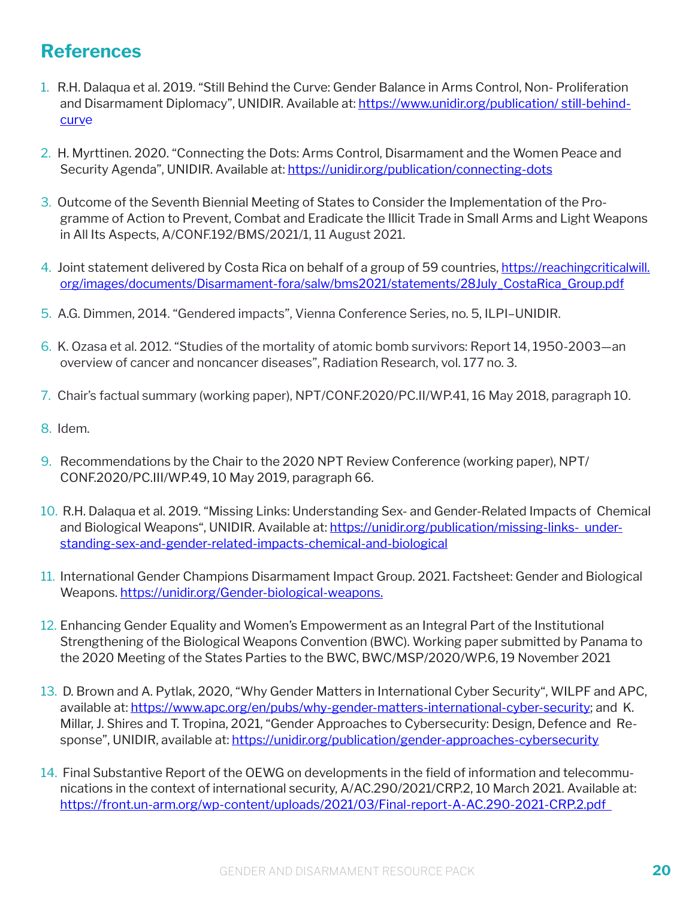## References

1. R.H. Dalaqua et al. 2019. "Still Behind the Curve: Gender Balance in Arms Control, Non- Proliferation and Disarmament Diplomacy", UNIDIR. Available at: https://www.unidir.org/publication/ still-behind-curve

2. H. Myrttinen. 2020. "Connecting the Dots: Arms Control, Disarmament and the Women Peace and Security Agenda", UNIDIR. Available at: https://unidir.org/publication/connecting-dots

3. Outcome of the Seventh Biennial Meeting of States to Consider the Implementation of the Programme of Action to Prevent, Combat and Eradicate the Illicit Trade in Small Arms and Light Weapons in All Its Aspects, A/CONF.192/BMS/2021/1, 11 August 2021.

4. Joint statement delivered by Costa Rica on behalf of a group of 59 countries, https://reachingcriticalwill.org/images/documents/Disarmament-fora/salw/bms2021/statements/28July_CostaRica_Group.pdf

5. A.G. Dimmen, 2014. "Gendered impacts", Vienna Conference Series, no. 5, ILPI–UNIDIR.

6. K. Ozasa et al. 2012. "Studies of the mortality of atomic bomb survivors: Report 14, 1950-2003—an overview of cancer and noncancer diseases", Radiation Research, vol. 177 no. 3.

7. Chair's factual summary (working paper), NPT/CONF.2020/PC.II/WP.41, 16 May 2018, paragraph 10.

8. Idem.

9. Recommendations by the Chair to the 2020 NPT Review Conference (working paper), NPT/CONF.2020/PC.III/WP.49, 10 May 2019, paragraph 66.

10. R.H. Dalaqua et al. 2019. "Missing Links: Understanding Sex- and Gender-Related Impacts of Chemical and Biological Weapons", UNIDIR. Available at: https://unidir.org/publication/missing-links- understanding-sex-and-gender-related-impacts-chemical-and-biological

11. International Gender Champions Disarmament Impact Group. 2021. Factsheet: Gender and Biological Weapons. https://unidir.org/Gender-biological-weapons.

12. Enhancing Gender Equality and Women's Empowerment as an Integral Part of the Institutional Strengthening of the Biological Weapons Convention (BWC). Working paper submitted by Panama to the 2020 Meeting of the States Parties to the BWC, BWC/MSP/2020/WP.6, 19 November 2021

13. D. Brown and A. Pytlak, 2020, "Why Gender Matters in International Cyber Security", WILPF and APC, available at: https://www.apc.org/en/pubs/why-gender-matters-international-cyber-security; and K. Millar, J. Shires and T. Tropina, 2021, "Gender Approaches to Cybersecurity: Design, Defence and Response", UNIDIR, available at: https://unidir.org/publication/gender-approaches-cybersecurity

14. Final Substantive Report of the OEWG on developments in the field of information and telecommunications in the context of international security, A/AC.290/2021/CRP.2, 10 March 2021. Available at: https://front.un-arm.org/wp-content/uploads/2021/03/Final-report-A-AC.290-2021-CRP.2.pdf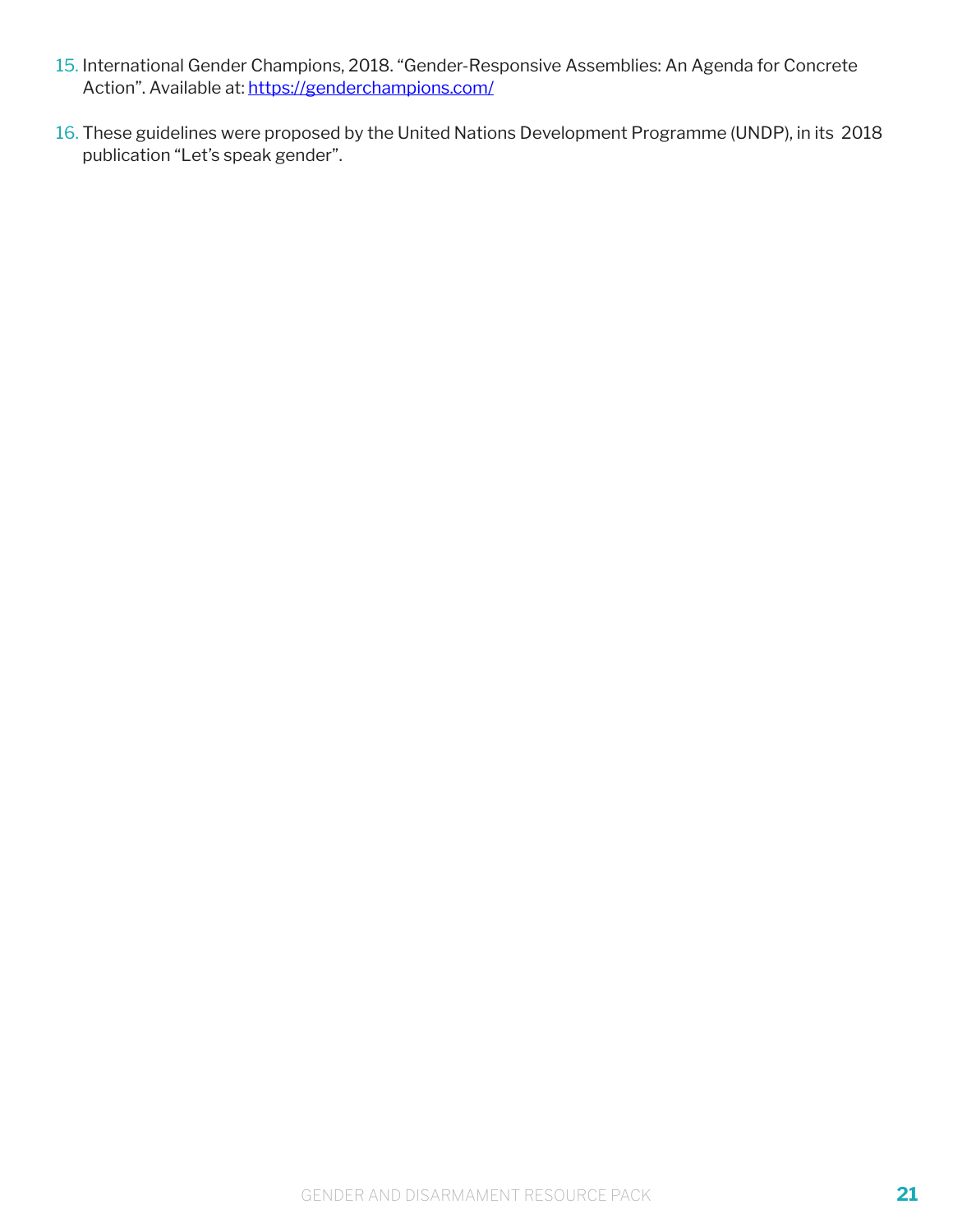15. International Gender Champions, 2018. "Gender-Responsive Assemblies: An Agenda for Concrete Action". Available at: https://genderchampions.com/

16. These guidelines were proposed by the United Nations Development Programme (UNDP), in its 2018 publication "Let's speak gender".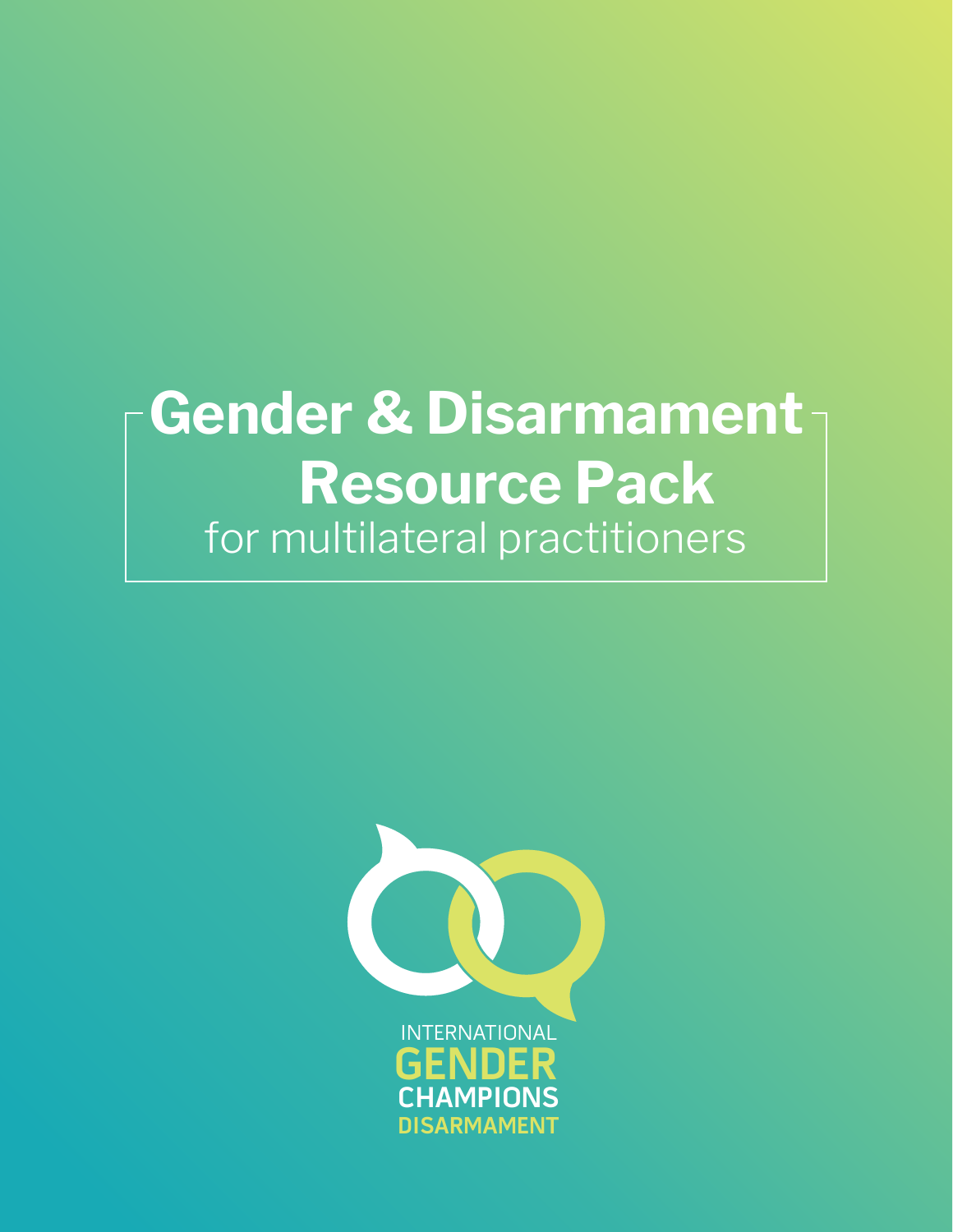# Gender & Disarmament Resource Pack

for multilateral practitioners

INTERNATIONAL

GENDER

CHAMPIONS

DISARMAMENT